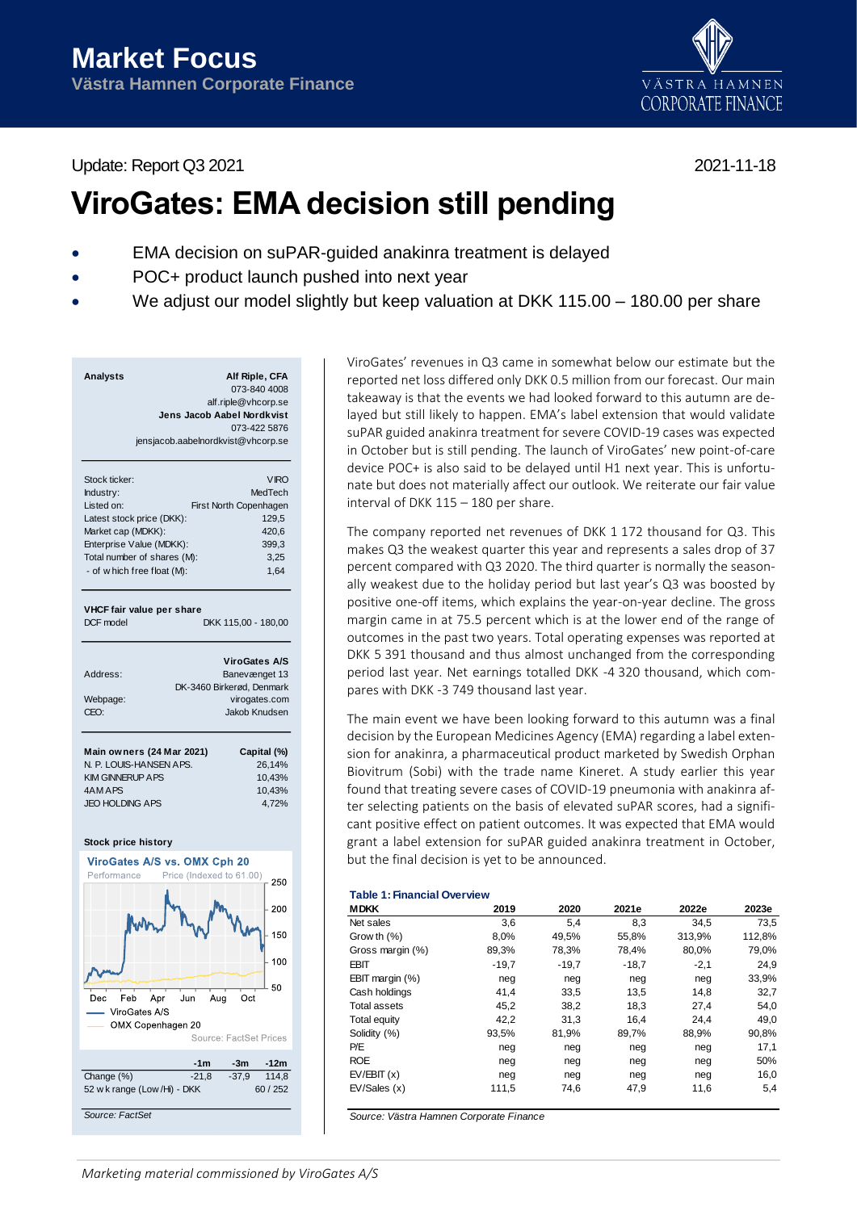# Market Focus

**Västra Hamnen Corporate Finance**

Update: Report Q3 2021

2021-11-18

# ViroGates: EMA decision still pending

- EMA decision on suPAR-guided anakinra treatment is delayed
- POC+ product launch pushed into next year
- We adjust our model slightly but keep valuation at DKK 115.00 – 180.00 per share

| **Analysts** | **Alf Riple, CFA** |
|---|---|
| | 073-840 4008 |
| | alf.riple@vhcorp.se |
| | **Jens Jacob Aabel Nordkvist** |
| | 073-422 5876 |
| | jensjacob.aabelnordkvist@vhcorp.se |

| | |
|---|---|
| Stock ticker: | VIRO |
| Industry: | MedTech |
| Listed on: | First North Copenhagen |
| Latest stock price (DKK): | 129,5 |
| Market cap (MDKK): | 420,6 |
| Enterprise Value (MDKK): | 399,3 |
| Total number of shares (M): | 3,25 |
| - of which free float (M): | 1,64 |

| **VHCF fair value per share** | |
|---|---|
| DCF model | DKK 115,00 - 180,00 |

| | **ViroGates A/S** |
|---|---|
| Address: | Banevænget 13 |
| | DK-3460 Birkerød, Denmark |
| Webpage: | virogates.com |
| CEO: | Jakob Knudsen |

| **Main owners (24 Mar 2021)** | **Capital (%)** |
|---|---|
| N. P. LOUIS-HANSEN APS. | 26,14% |
| KIM GINNERUP APS | 10,43% |
| 4AM APS | 10,43% |
| JEO HOLDING APS | 4,72% |

**Stock price history**

**ViroGates A/S vs. OMX Cph 20**

Performance — Price (Indexed to 61.00)

— ViroGates A/S
— OMX Copenhagen 20

Source: FactSet Prices

| | -1m | -3m | -12m |
|---|---|---|---|
| Change (%) | -21,8 | -37,9 | 114,8 |
| 52 wk range (Low/Hi) - DKK | | | 60 / 252 |

*Source: FactSet*

ViroGates' revenues in Q3 came in somewhat below our estimate but the reported net loss differed only DKK 0.5 million from our forecast. Our main takeaway is that the events we had looked forward to this autumn are delayed but still likely to happen. EMA's label extension that would validate suPAR guided anakinra treatment for severe COVID-19 cases was expected in October but is still pending. The launch of ViroGates' new point-of-care device POC+ is also said to be delayed until H1 next year. This is unfortunate but does not materially affect our outlook. We reiterate our fair value interval of DKK 115 – 180 per share.

The company reported net revenues of DKK 1 172 thousand for Q3. This makes Q3 the weakest quarter this year and represents a sales drop of 37 percent compared with Q3 2020. The third quarter is normally the seasonally weakest due to the holiday period but last year's Q3 was boosted by positive one-off items, which explains the year-on-year decline. The gross margin came in at 75.5 percent which is at the lower end of the range of outcomes in the past two years. Total operating expenses was reported at DKK 5 391 thousand and thus almost unchanged from the corresponding period last year. Net earnings totalled DKK -4 320 thousand, which compares with DKK -3 749 thousand last year.

The main event we have been looking forward to this autumn was a final decision by the European Medicines Agency (EMA) regarding a label extension for anakinra, a pharmaceutical product marketed by Swedish Orphan Biovitrum (Sobi) with the trade name Kineret. A study earlier this year found that treating severe cases of COVID-19 pneumonia with anakinra after selecting patients on the basis of elevated suPAR scores, had a significant positive effect on patient outcomes. It was expected that EMA would grant a label extension for suPAR guided anakinra treatment in October, but the final decision is yet to be announced.

**Table 1: Financial Overview**

| MDKK | 2019 | 2020 | 2021e | 2022e | 2023e |
|---|---|---|---|---|---|
| Net sales | 3,6 | 5,4 | 8,3 | 34,5 | 73,5 |
| Growth (%) | 8,0% | 49,5% | 55,8% | 313,9% | 112,8% |
| Gross margin (%) | 89,3% | 78,3% | 78,4% | 80,0% | 79,0% |
| EBIT | -19,7 | -19,7 | -18,7 | -2,1 | 24,9 |
| EBIT margin (%) | neg | neg | neg | neg | 33,9% |
| Cash holdings | 41,4 | 33,5 | 13,5 | 14,8 | 32,7 |
| Total assets | 45,2 | 38,2 | 18,3 | 27,4 | 54,0 |
| Total equity | 42,2 | 31,3 | 16,4 | 24,4 | 49,0 |
| Solidity (%) | 93,5% | 81,9% | 89,7% | 88,9% | 90,8% |
| P/E | neg | neg | neg | neg | 17,1 |
| ROE | neg | neg | neg | neg | 50% |
| EV/EBIT (x) | neg | neg | neg | neg | 16,0 |
| EV/Sales (x) | 111,5 | 74,6 | 47,9 | 11,6 | 5,4 |

*Source: Västra Hamnen Corporate Finance*

*Marketing material commissioned by ViroGates A/S*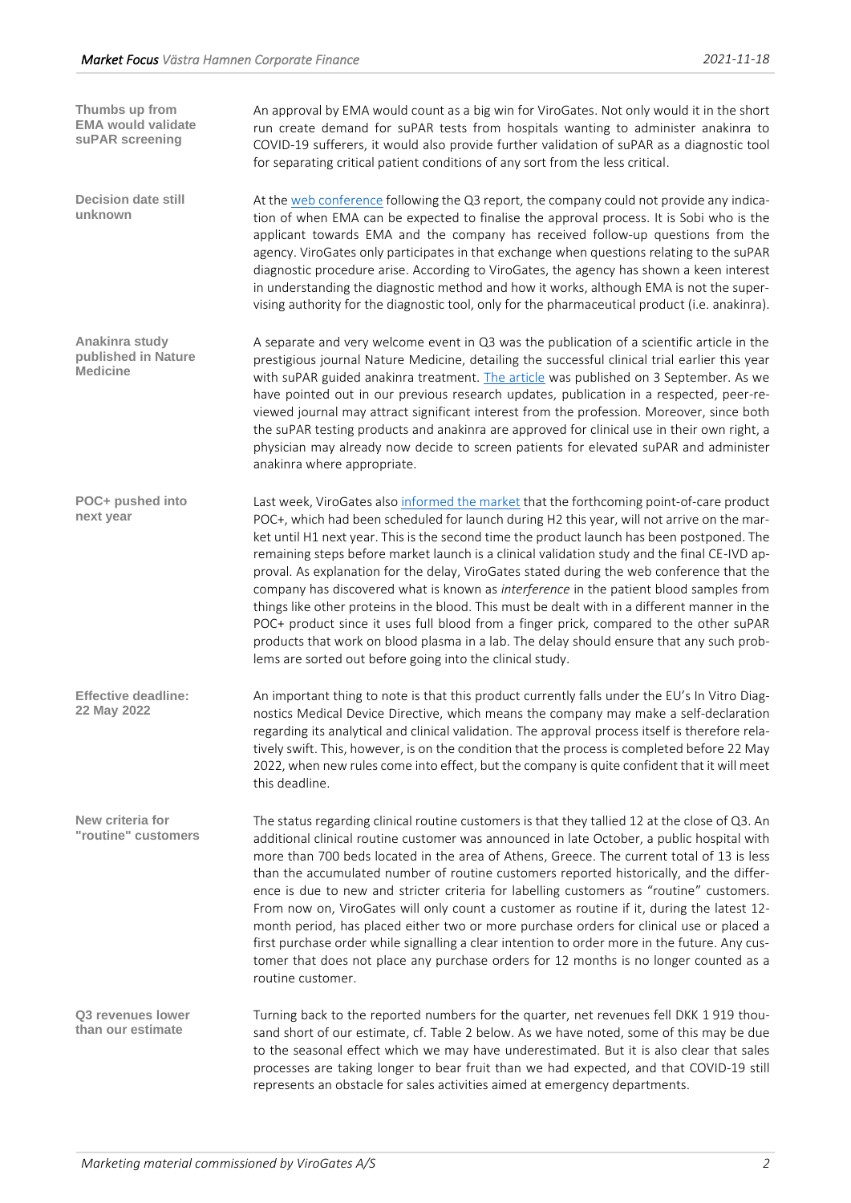**Thumbs up from EMA would validate suPAR screening**

An approval by EMA would count as a big win for ViroGates. Not only would it in the short run create demand for suPAR tests from hospitals wanting to administer anakinra to COVID-19 sufferers, it would also provide further validation of suPAR as a diagnostic tool for separating critical patient conditions of any sort from the less critical.

**Decision date still unknown**

At the web conference following the Q3 report, the company could not provide any indication of when EMA can be expected to finalise the approval process. It is Sobi who is the applicant towards EMA and the company has received follow-up questions from the agency. ViroGates only participates in that exchange when questions relating to the suPAR diagnostic procedure arise. According to ViroGates, the agency has shown a keen interest in understanding the diagnostic method and how it works, although EMA is not the supervising authority for the diagnostic tool, only for the pharmaceutical product (i.e. anakinra).

**Anakinra study published in Nature Medicine**

A separate and very welcome event in Q3 was the publication of a scientific article in the prestigious journal Nature Medicine, detailing the successful clinical trial earlier this year with suPAR guided anakinra treatment. The article was published on 3 September. As we have pointed out in our previous research updates, publication in a respected, peer-reviewed journal may attract significant interest from the profession. Moreover, since both the suPAR testing products and anakinra are approved for clinical use in their own right, a physician may already now decide to screen patients for elevated suPAR and administer anakinra where appropriate.

**POC+ pushed into next year**

Last week, ViroGates also informed the market that the forthcoming point-of-care product POC+, which had been scheduled for launch during H2 this year, will not arrive on the market until H1 next year. This is the second time the product launch has been postponed. The remaining steps before market launch is a clinical validation study and the final CE-IVD approval. As explanation for the delay, ViroGates stated during the web conference that the company has discovered what is known as *interference* in the patient blood samples from things like other proteins in the blood. This must be dealt with in a different manner in the POC+ product since it uses full blood from a finger prick, compared to the other suPAR products that work on blood plasma in a lab. The delay should ensure that any such problems are sorted out before going into the clinical study.

**Effective deadline: 22 May 2022**

An important thing to note is that this product currently falls under the EU's In Vitro Diagnostics Medical Device Directive, which means the company may make a self-declaration regarding its analytical and clinical validation. The approval process itself is therefore relatively swift. This, however, is on the condition that the process is completed before 22 May 2022, when new rules come into effect, but the company is quite confident that it will meet this deadline.

**New criteria for "routine" customers**

The status regarding clinical routine customers is that they tallied 12 at the close of Q3. An additional clinical routine customer was announced in late October, a public hospital with more than 700 beds located in the area of Athens, Greece. The current total of 13 is less than the accumulated number of routine customers reported historically, and the difference is due to new and stricter criteria for labelling customers as "routine" customers. From now on, ViroGates will only count a customer as routine if it, during the latest 12-month period, has placed either two or more purchase orders for clinical use or placed a first purchase order while signalling a clear intention to order more in the future. Any customer that does not place any purchase orders for 12 months is no longer counted as a routine customer.

**Q3 revenues lower than our estimate**

Turning back to the reported numbers for the quarter, net revenues fell DKK 1 919 thousand short of our estimate, cf. Table 2 below. As we have noted, some of this may be due to the seasonal effect which we may have underestimated. But it is also clear that sales processes are taking longer to bear fruit than we had expected, and that COVID-19 still represents an obstacle for sales activities aimed at emergency departments.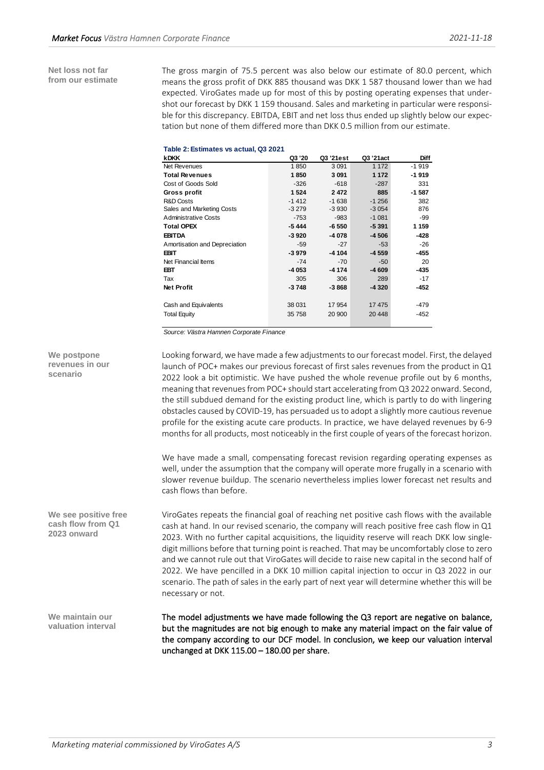**Net loss not far from our estimate**

The gross margin of 75.5 percent was also below our estimate of 80.0 percent, which means the gross profit of DKK 885 thousand was DKK 1 587 thousand lower than we had expected. ViroGates made up for most of this by posting operating expenses that undershot our forecast by DKK 1 159 thousand. Sales and marketing in particular were responsible for this discrepancy. EBITDA, EBIT and net loss thus ended up slightly below our expectation but none of them differed more than DKK 0.5 million from our estimate.

**Table 2: Estimates vs actual, Q3 2021**

| kDKK | Q3 '20 | Q3 '21est | Q3 '21act | Diff |
|---|---|---|---|---|
| Net Revenues | 1 850 | 3 091 | 1 172 | -1 919 |
| **Total Revenues** | **1 850** | **3 091** | **1 172** | **-1 919** |
| Cost of Goods Sold | -326 | -618 | -287 | 331 |
| **Gross profit** | **1 524** | **2 472** | **885** | **-1 587** |
| R&D Costs | -1 412 | -1 638 | -1 256 | 382 |
| Sales and Marketing Costs | -3 279 | -3 930 | -3 054 | 876 |
| Administrative Costs | -753 | -983 | -1 081 | -99 |
| **Total OPEX** | **-5 444** | **-6 550** | **-5 391** | **1 159** |
| **EBITDA** | **-3 920** | **-4 078** | **-4 506** | **-428** |
| Amortisation and Depreciation | -59 | -27 | -53 | -26 |
| **EBIT** | **-3 979** | **-4 104** | **-4 559** | **-455** |
| Net Financial Items | -74 | -70 | -50 | 20 |
| **EBT** | **-4 053** | **-4 174** | **-4 609** | **-435** |
| Tax | 305 | 306 | 289 | -17 |
| **Net Profit** | **-3 748** | **-3 868** | **-4 320** | **-452** |
| | | | | |
| Cash and Equivalents | 38 031 | 17 954 | 17 475 | -479 |
| Total Equity | 35 758 | 20 900 | 20 448 | -452 |

*Source: Västra Hamnen Corporate Finance*

**We postpone revenues in our scenario**

Looking forward, we have made a few adjustments to our forecast model. First, the delayed launch of POC+ makes our previous forecast of first sales revenues from the product in Q1 2022 look a bit optimistic. We have pushed the whole revenue profile out by 6 months, meaning that revenues from POC+ should start accelerating from Q3 2022 onward. Second, the still subdued demand for the existing product line, which is partly to do with lingering obstacles caused by COVID-19, has persuaded us to adopt a slightly more cautious revenue profile for the existing acute care products. In practice, we have delayed revenues by 6-9 months for all products, most noticeably in the first couple of years of the forecast horizon.

We have made a small, compensating forecast revision regarding operating expenses as well, under the assumption that the company will operate more frugally in a scenario with slower revenue buildup. The scenario nevertheless implies lower forecast net results and cash flows than before.

**We see positive free cash flow from Q1 2023 onward**

ViroGates repeats the financial goal of reaching net positive cash flows with the available cash at hand. In our revised scenario, the company will reach positive free cash flow in Q1 2023. With no further capital acquisitions, the liquidity reserve will reach DKK low single-digit millions before that turning point is reached. That may be uncomfortably close to zero and we cannot rule out that ViroGates will decide to raise new capital in the second half of 2022. We have pencilled in a DKK 10 million capital injection to occur in Q3 2022 in our scenario. The path of sales in the early part of next year will determine whether this will be necessary or not.

**We maintain our valuation interval**

**The model adjustments we have made following the Q3 report are negative on balance, but the magnitudes are not big enough to make any material impact on the fair value of the company according to our DCF model. In conclusion, we keep our valuation interval unchanged at DKK 115.00 – 180.00 per share.**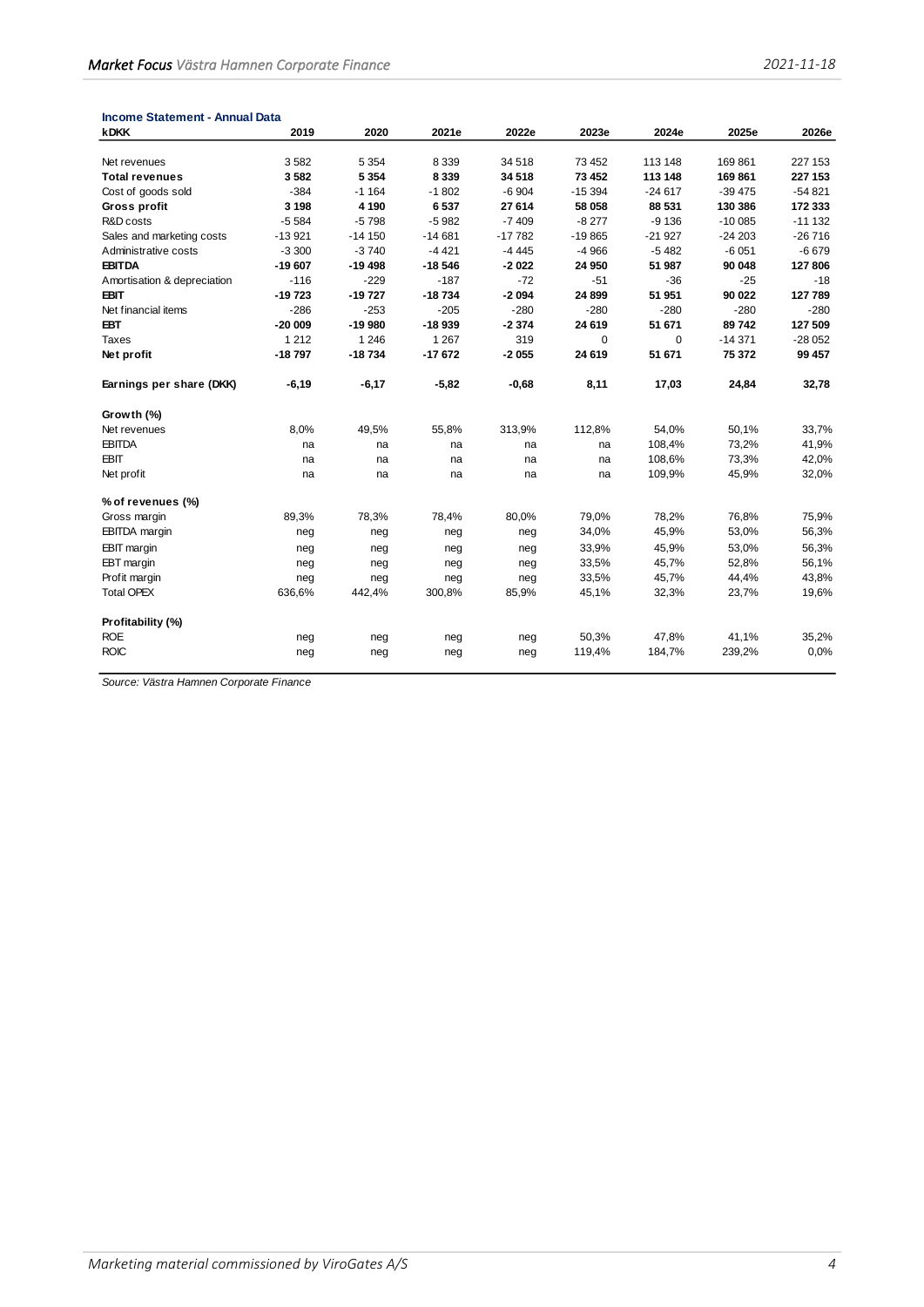**Income Statement - Annual Data**

| kDKK | 2019 | 2020 | 2021e | 2022e | 2023e | 2024e | 2025e | 2026e |
|---|---|---|---|---|---|---|---|---|
| Net revenues | 3 582 | 5 354 | 8 339 | 34 518 | 73 452 | 113 148 | 169 861 | 227 153 |
| **Total revenues** | **3 582** | **5 354** | **8 339** | **34 518** | **73 452** | **113 148** | **169 861** | **227 153** |
| Cost of goods sold | -384 | -1 164 | -1 802 | -6 904 | -15 394 | -24 617 | -39 475 | -54 821 |
| **Gross profit** | **3 198** | **4 190** | **6 537** | **27 614** | **58 058** | **88 531** | **130 386** | **172 333** |
| R&D costs | -5 584 | -5 798 | -5 982 | -7 409 | -8 277 | -9 136 | -10 085 | -11 132 |
| Sales and marketing costs | -13 921 | -14 150 | -14 681 | -17 782 | -19 865 | -21 927 | -24 203 | -26 716 |
| Administrative costs | -3 300 | -3 740 | -4 421 | -4 445 | -4 966 | -5 482 | -6 051 | -6 679 |
| **EBITDA** | **-19 607** | **-19 498** | **-18 546** | **-2 022** | **24 950** | **51 987** | **90 048** | **127 806** |
| Amortisation & depreciation | -116 | -229 | -187 | -72 | -51 | -36 | -25 | -18 |
| **EBIT** | **-19 723** | **-19 727** | **-18 734** | **-2 094** | **24 899** | **51 951** | **90 022** | **127 789** |
| Net financial items | -286 | -253 | -205 | -280 | -280 | -280 | -280 | -280 |
| **EBT** | **-20 009** | **-19 980** | **-18 939** | **-2 374** | **24 619** | **51 671** | **89 742** | **127 509** |
| Taxes | 1 212 | 1 246 | 1 267 | 319 | 0 | 0 | -14 371 | -28 052 |
| **Net profit** | **-18 797** | **-18 734** | **-17 672** | **-2 055** | **24 619** | **51 671** | **75 372** | **99 457** |
| | | | | | | | | |
| **Earnings per share (DKK)** | **-6,19** | **-6,17** | **-5,82** | **-0,68** | **8,11** | **17,03** | **24,84** | **32,78** |
| | | | | | | | | |
| **Growth (%)** | | | | | | | | |
| Net revenues | 8,0% | 49,5% | 55,8% | 313,9% | 112,8% | 54,0% | 50,1% | 33,7% |
| EBITDA | na | na | na | na | na | 108,4% | 73,2% | 41,9% |
| EBIT | na | na | na | na | na | 108,6% | 73,3% | 42,0% |
| Net profit | na | na | na | na | na | 109,9% | 45,9% | 32,0% |
| | | | | | | | | |
| **% of revenues (%)** | | | | | | | | |
| Gross margin | 89,3% | 78,3% | 78,4% | 80,0% | 79,0% | 78,2% | 76,8% | 75,9% |
| EBITDA margin | neg | neg | neg | neg | 34,0% | 45,9% | 53,0% | 56,3% |
| EBIT margin | neg | neg | neg | neg | 33,9% | 45,9% | 53,0% | 56,3% |
| EBT margin | neg | neg | neg | neg | 33,5% | 45,7% | 52,8% | 56,1% |
| Profit margin | neg | neg | neg | neg | 33,5% | 45,7% | 44,4% | 43,8% |
| Total OPEX | 636,6% | 442,4% | 300,8% | 85,9% | 45,1% | 32,3% | 23,7% | 19,6% |
| | | | | | | | | |
| **Profitability (%)** | | | | | | | | |
| ROE | neg | neg | neg | neg | 50,3% | 47,8% | 41,1% | 35,2% |
| ROIC | neg | neg | neg | neg | 119,4% | 184,7% | 239,2% | 0,0% |

*Source: Västra Hamnen Corporate Finance*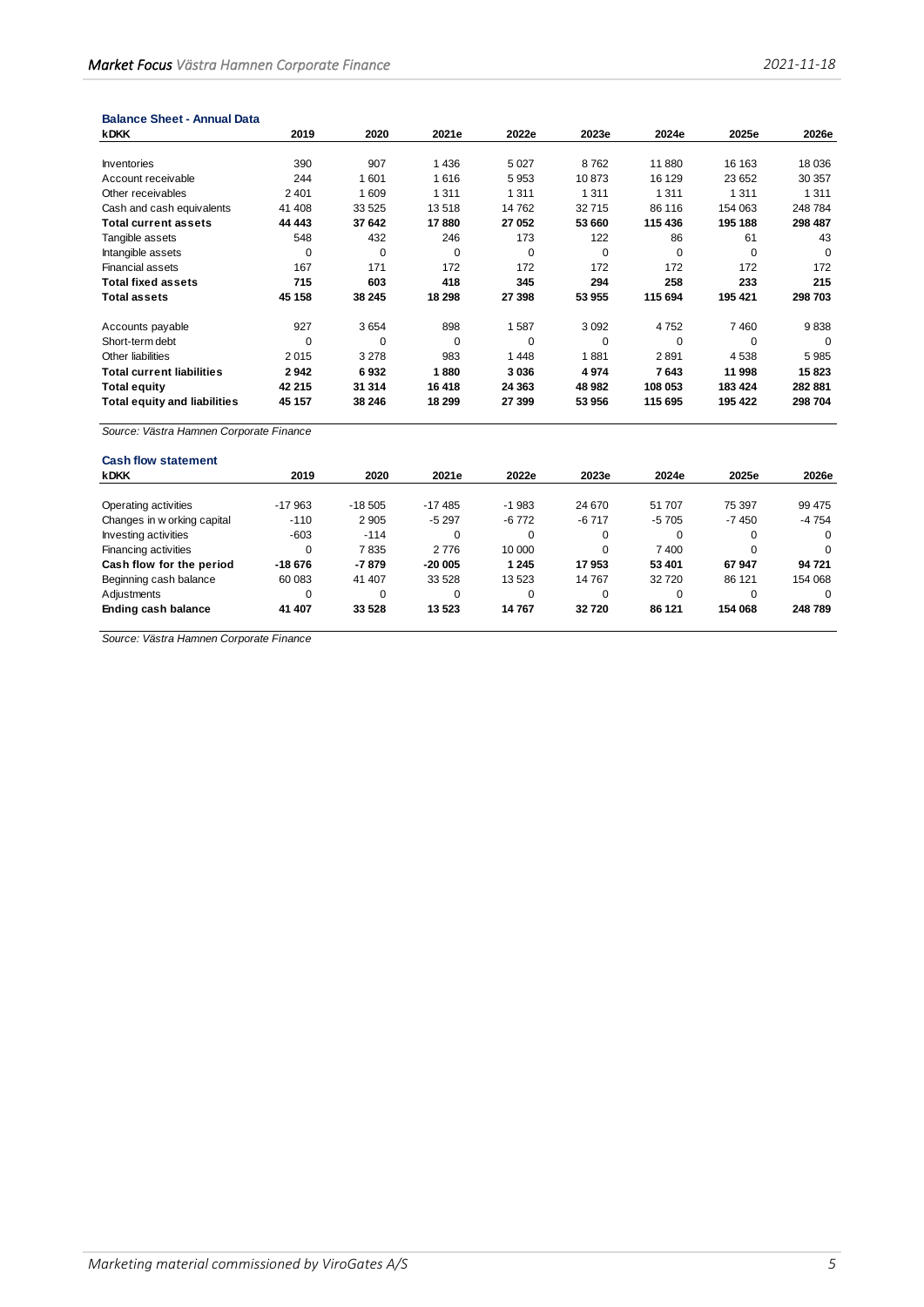### Balance Sheet - Annual Data

| kDKK | 2019 | 2020 | 2021e | 2022e | 2023e | 2024e | 2025e | 2026e |
|---|---|---|---|---|---|---|---|---|
| Inventories | 390 | 907 | 1 436 | 5 027 | 8 762 | 11 880 | 16 163 | 18 036 |
| Account receivable | 244 | 1 601 | 1 616 | 5 953 | 10 873 | 16 129 | 23 652 | 30 357 |
| Other receivables | 2 401 | 1 609 | 1 311 | 1 311 | 1 311 | 1 311 | 1 311 | 1 311 |
| Cash and cash equivalents | 41 408 | 33 525 | 13 518 | 14 762 | 32 715 | 86 116 | 154 063 | 248 784 |
| **Total current assets** | **44 443** | **37 642** | **17 880** | **27 052** | **53 660** | **115 436** | **195 188** | **298 487** |
| Tangible assets | 548 | 432 | 246 | 173 | 122 | 86 | 61 | 43 |
| Intangible assets | 0 | 0 | 0 | 0 | 0 | 0 | 0 | 0 |
| Financial assets | 167 | 171 | 172 | 172 | 172 | 172 | 172 | 172 |
| **Total fixed assets** | **715** | **603** | **418** | **345** | **294** | **258** | **233** | **215** |
| **Total assets** | **45 158** | **38 245** | **18 298** | **27 398** | **53 955** | **115 694** | **195 421** | **298 703** |
| Accounts payable | 927 | 3 654 | 898 | 1 587 | 3 092 | 4 752 | 7 460 | 9 838 |
| Short-term debt | 0 | 0 | 0 | 0 | 0 | 0 | 0 | 0 |
| Other liabilities | 2 015 | 3 278 | 983 | 1 448 | 1 881 | 2 891 | 4 538 | 5 985 |
| **Total current liabilities** | **2 942** | **6 932** | **1 880** | **3 036** | **4 974** | **7 643** | **11 998** | **15 823** |
| **Total equity** | **42 215** | **31 314** | **16 418** | **24 363** | **48 982** | **108 053** | **183 424** | **282 881** |
| **Total equity and liabilities** | **45 157** | **38 246** | **18 299** | **27 399** | **53 956** | **115 695** | **195 422** | **298 704** |

*Source: Västra Hamnen Corporate Finance*

### Cash flow statement

| kDKK | 2019 | 2020 | 2021e | 2022e | 2023e | 2024e | 2025e | 2026e |
|---|---|---|---|---|---|---|---|---|
| Operating activities | -17 963 | -18 505 | -17 485 | -1 983 | 24 670 | 51 707 | 75 397 | 99 475 |
| Changes in working capital | -110 | 2 905 | -5 297 | -6 772 | -6 717 | -5 705 | -7 450 | -4 754 |
| Investing activities | -603 | -114 | 0 | 0 | 0 | 0 | 0 | 0 |
| Financing activities | 0 | 7 835 | 2 776 | 10 000 | 0 | 7 400 | 0 | 0 |
| **Cash flow for the period** | **-18 676** | **-7 879** | **-20 005** | **1 245** | **17 953** | **53 401** | **67 947** | **94 721** |
| Beginning cash balance | 60 083 | 41 407 | 33 528 | 13 523 | 14 767 | 32 720 | 86 121 | 154 068 |
| Adjustments | 0 | 0 | 0 | 0 | 0 | 0 | 0 | 0 |
| **Ending cash balance** | **41 407** | **33 528** | **13 523** | **14 767** | **32 720** | **86 121** | **154 068** | **248 789** |

*Source: Västra Hamnen Corporate Finance*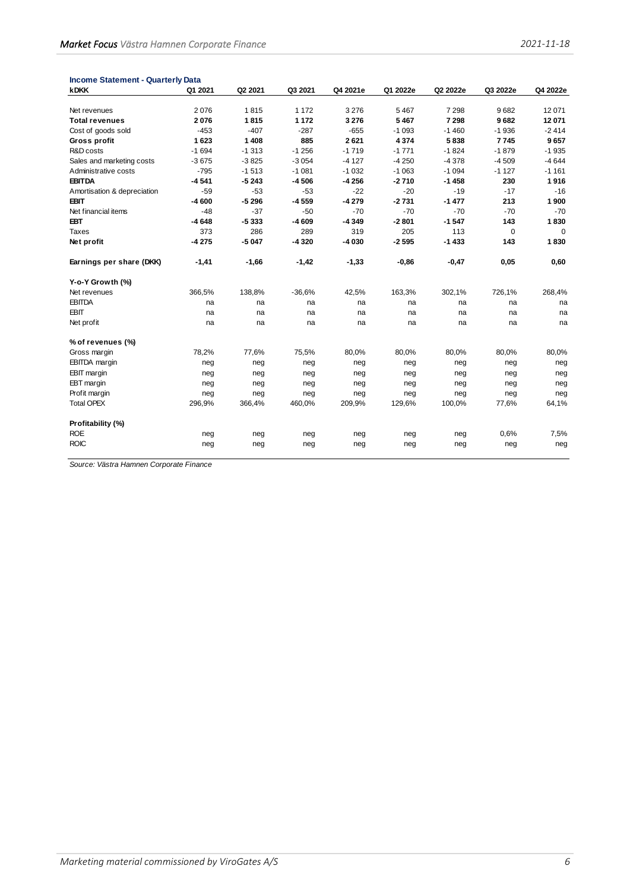**Income Statement - Quarterly Data**

| kDKK | Q1 2021 | Q2 2021 | Q3 2021 | Q4 2021e | Q1 2022e | Q2 2022e | Q3 2022e | Q4 2022e |
|---|---|---|---|---|---|---|---|---|
| Net revenues | 2 076 | 1 815 | 1 172 | 3 276 | 5 467 | 7 298 | 9 682 | 12 071 |
| **Total revenues** | **2 076** | **1 815** | **1 172** | **3 276** | **5 467** | **7 298** | **9 682** | **12 071** |
| Cost of goods sold | -453 | -407 | -287 | -655 | -1 093 | -1 460 | -1 936 | -2 414 |
| **Gross profit** | **1 623** | **1 408** | **885** | **2 621** | **4 374** | **5 838** | **7 745** | **9 657** |
| R&D costs | -1 694 | -1 313 | -1 256 | -1 719 | -1 771 | -1 824 | -1 879 | -1 935 |
| Sales and marketing costs | -3 675 | -3 825 | -3 054 | -4 127 | -4 250 | -4 378 | -4 509 | -4 644 |
| Administrative costs | -795 | -1 513 | -1 081 | -1 032 | -1 063 | -1 094 | -1 127 | -1 161 |
| **EBITDA** | **-4 541** | **-5 243** | **-4 506** | **-4 256** | **-2 710** | **-1 458** | **230** | **1 916** |
| Amortisation & depreciation | -59 | -53 | -53 | -22 | -20 | -19 | -17 | -16 |
| **EBIT** | **-4 600** | **-5 296** | **-4 559** | **-4 279** | **-2 731** | **-1 477** | **213** | **1 900** |
| Net financial items | -48 | -37 | -50 | -70 | -70 | -70 | -70 | -70 |
| **EBT** | **-4 648** | **-5 333** | **-4 609** | **-4 349** | **-2 801** | **-1 547** | **143** | **1 830** |
| Taxes | 373 | 286 | 289 | 319 | 205 | 113 | 0 | 0 |
| **Net profit** | **-4 275** | **-5 047** | **-4 320** | **-4 030** | **-2 595** | **-1 433** | **143** | **1 830** |
| | | | | | | | | |
| **Earnings per share (DKK)** | **-1,41** | **-1,66** | **-1,42** | **-1,33** | **-0,86** | **-0,47** | **0,05** | **0,60** |
| | | | | | | | | |
| **Y-o-Y Growth (%)** | | | | | | | | |
| Net revenues | 366,5% | 138,8% | -36,6% | 42,5% | 163,3% | 302,1% | 726,1% | 268,4% |
| EBITDA | na | na | na | na | na | na | na | na |
| EBIT | na | na | na | na | na | na | na | na |
| Net profit | na | na | na | na | na | na | na | na |
| | | | | | | | | |
| **% of revenues (%)** | | | | | | | | |
| Gross margin | 78,2% | 77,6% | 75,5% | 80,0% | 80,0% | 80,0% | 80,0% | 80,0% |
| EBITDA margin | neg | neg | neg | neg | neg | neg | neg | neg |
| EBIT margin | neg | neg | neg | neg | neg | neg | neg | neg |
| EBT margin | neg | neg | neg | neg | neg | neg | neg | neg |
| Profit margin | neg | neg | neg | neg | neg | neg | neg | neg |
| Total OPEX | 296,9% | 366,4% | 460,0% | 209,9% | 129,6% | 100,0% | 77,6% | 64,1% |
| | | | | | | | | |
| **Profitability (%)** | | | | | | | | |
| ROE | neg | neg | neg | neg | neg | neg | 0,6% | 7,5% |
| ROIC | neg | neg | neg | neg | neg | neg | neg | neg |

*Source: Västra Hamnen Corporate Finance*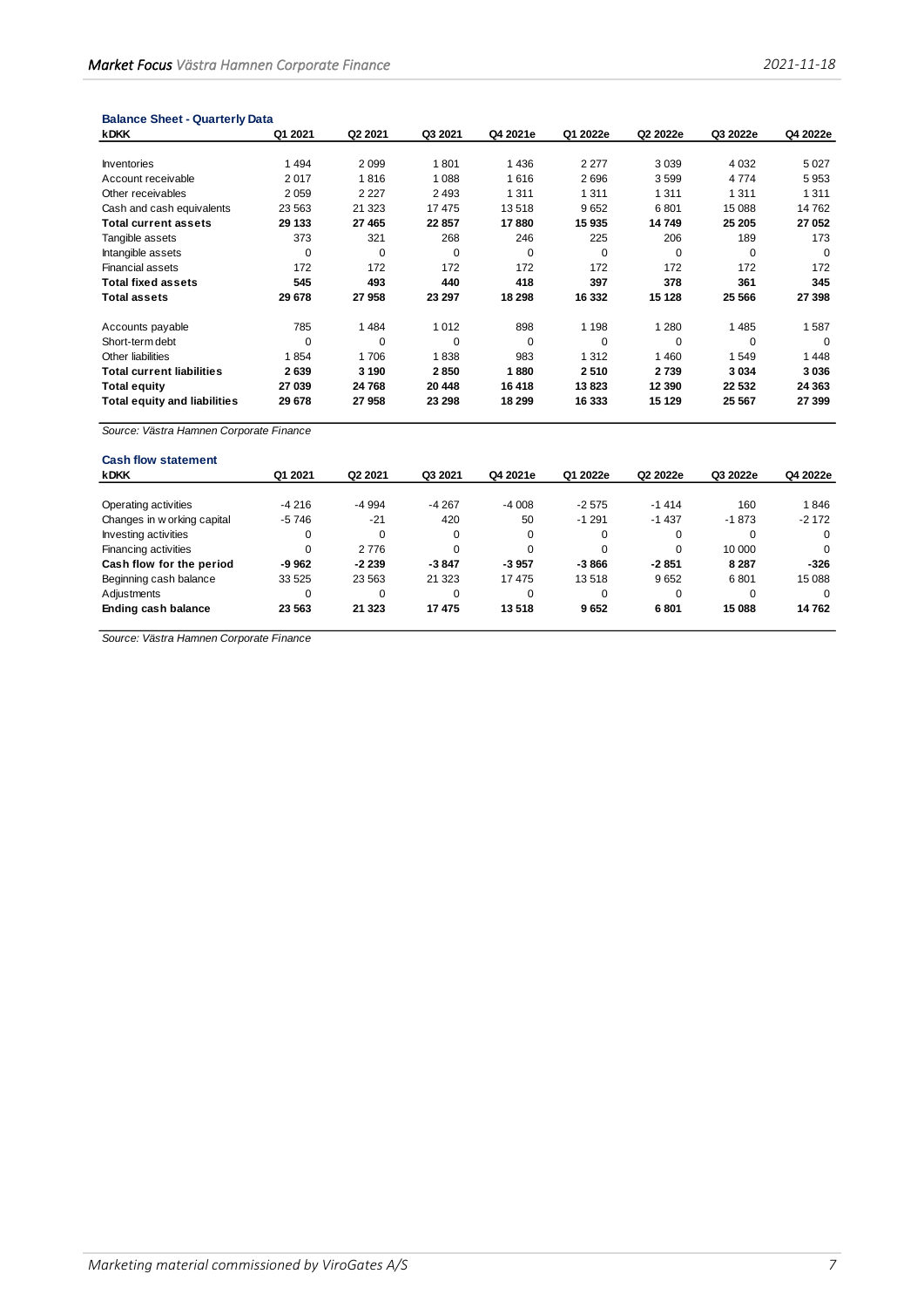### Balance Sheet - Quarterly Data

| kDKK | Q1 2021 | Q2 2021 | Q3 2021 | Q4 2021e | Q1 2022e | Q2 2022e | Q3 2022e | Q4 2022e |
|---|---|---|---|---|---|---|---|---|
| Inventories | 1 494 | 2 099 | 1 801 | 1 436 | 2 277 | 3 039 | 4 032 | 5 027 |
| Account receivable | 2 017 | 1 816 | 1 088 | 1 616 | 2 696 | 3 599 | 4 774 | 5 953 |
| Other receivables | 2 059 | 2 227 | 2 493 | 1 311 | 1 311 | 1 311 | 1 311 | 1 311 |
| Cash and cash equivalents | 23 563 | 21 323 | 17 475 | 13 518 | 9 652 | 6 801 | 15 088 | 14 762 |
| **Total current assets** | **29 133** | **27 465** | **22 857** | **17 880** | **15 935** | **14 749** | **25 205** | **27 052** |
| Tangible assets | 373 | 321 | 268 | 246 | 225 | 206 | 189 | 173 |
| Intangible assets | 0 | 0 | 0 | 0 | 0 | 0 | 0 | 0 |
| Financial assets | 172 | 172 | 172 | 172 | 172 | 172 | 172 | 172 |
| **Total fixed assets** | **545** | **493** | **440** | **418** | **397** | **378** | **361** | **345** |
| **Total assets** | **29 678** | **27 958** | **23 297** | **18 298** | **16 332** | **15 128** | **25 566** | **27 398** |
| | | | | | | | | |
| Accounts payable | 785 | 1 484 | 1 012 | 898 | 1 198 | 1 280 | 1 485 | 1 587 |
| Short-term debt | 0 | 0 | 0 | 0 | 0 | 0 | 0 | 0 |
| Other liabilities | 1 854 | 1 706 | 1 838 | 983 | 1 312 | 1 460 | 1 549 | 1 448 |
| **Total current liabilities** | **2 639** | **3 190** | **2 850** | **1 880** | **2 510** | **2 739** | **3 034** | **3 036** |
| **Total equity** | **27 039** | **24 768** | **20 448** | **16 418** | **13 823** | **12 390** | **22 532** | **24 363** |
| **Total equity and liabilities** | **29 678** | **27 958** | **23 298** | **18 299** | **16 333** | **15 129** | **25 567** | **27 399** |

*Source: Västra Hamnen Corporate Finance*

### Cash flow statement

| kDKK | Q1 2021 | Q2 2021 | Q3 2021 | Q4 2021e | Q1 2022e | Q2 2022e | Q3 2022e | Q4 2022e |
|---|---|---|---|---|---|---|---|---|
| Operating activities | -4 216 | -4 994 | -4 267 | -4 008 | -2 575 | -1 414 | 160 | 1 846 |
| Changes in working capital | -5 746 | -21 | 420 | 50 | -1 291 | -1 437 | -1 873 | -2 172 |
| Investing activities | 0 | 0 | 0 | 0 | 0 | 0 | 0 | 0 |
| Financing activities | 0 | 2 776 | 0 | 0 | 0 | 0 | 10 000 | 0 |
| **Cash flow for the period** | **-9 962** | **-2 239** | **-3 847** | **-3 957** | **-3 866** | **-2 851** | **8 287** | **-326** |
| Beginning cash balance | 33 525 | 23 563 | 21 323 | 17 475 | 13 518 | 9 652 | 6 801 | 15 088 |
| Adjustments | 0 | 0 | 0 | 0 | 0 | 0 | 0 | 0 |
| **Ending cash balance** | **23 563** | **21 323** | **17 475** | **13 518** | **9 652** | **6 801** | **15 088** | **14 762** |

*Source: Västra Hamnen Corporate Finance*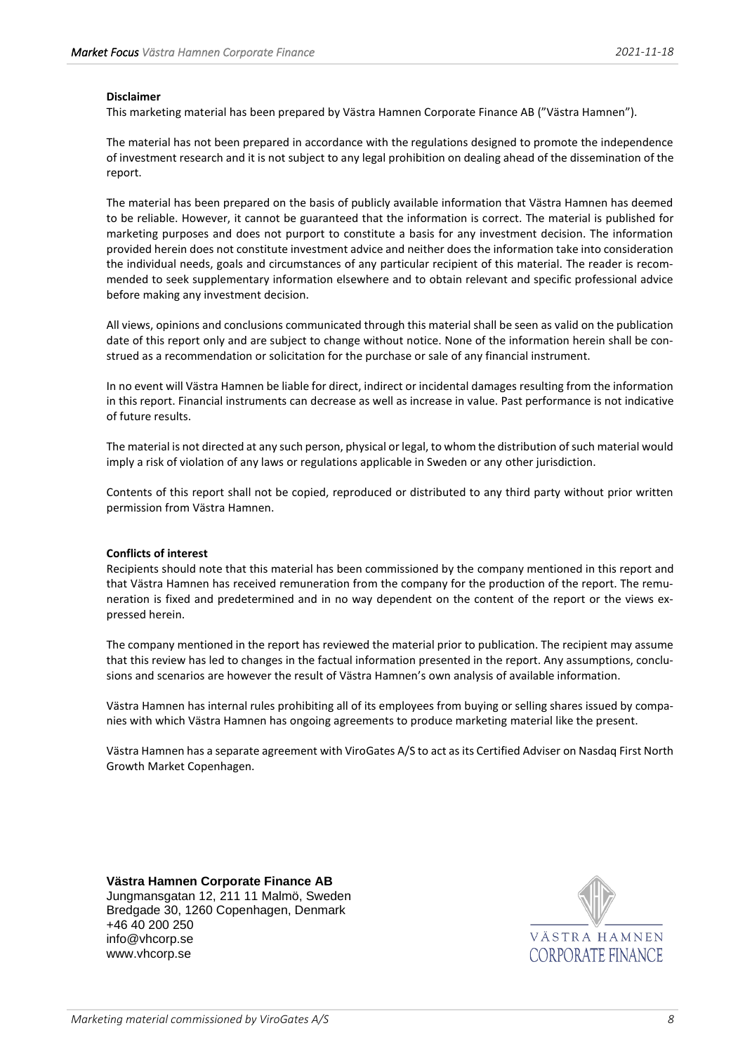**Disclaimer**

This marketing material has been prepared by Västra Hamnen Corporate Finance AB (”Västra Hamnen”).

The material has not been prepared in accordance with the regulations designed to promote the independence of investment research and it is not subject to any legal prohibition on dealing ahead of the dissemination of the report.

The material has been prepared on the basis of publicly available information that Västra Hamnen has deemed to be reliable. However, it cannot be guaranteed that the information is correct. The material is published for marketing purposes and does not purport to constitute a basis for any investment decision. The information provided herein does not constitute investment advice and neither does the information take into consideration the individual needs, goals and circumstances of any particular recipient of this material. The reader is recommended to seek supplementary information elsewhere and to obtain relevant and specific professional advice before making any investment decision.

All views, opinions and conclusions communicated through this material shall be seen as valid on the publication date of this report only and are subject to change without notice. None of the information herein shall be construed as a recommendation or solicitation for the purchase or sale of any financial instrument.

In no event will Västra Hamnen be liable for direct, indirect or incidental damages resulting from the information in this report. Financial instruments can decrease as well as increase in value. Past performance is not indicative of future results.

The material is not directed at any such person, physical or legal, to whom the distribution of such material would imply a risk of violation of any laws or regulations applicable in Sweden or any other jurisdiction.

Contents of this report shall not be copied, reproduced or distributed to any third party without prior written permission from Västra Hamnen.

**Conflicts of interest**

Recipients should note that this material has been commissioned by the company mentioned in this report and that Västra Hamnen has received remuneration from the company for the production of the report. The remuneration is fixed and predetermined and in no way dependent on the content of the report or the views expressed herein.

The company mentioned in the report has reviewed the material prior to publication. The recipient may assume that this review has led to changes in the factual information presented in the report. Any assumptions, conclusions and scenarios are however the result of Västra Hamnen's own analysis of available information.

Västra Hamnen has internal rules prohibiting all of its employees from buying or selling shares issued by companies with which Västra Hamnen has ongoing agreements to produce marketing material like the present.

Västra Hamnen has a separate agreement with ViroGates A/S to act as its Certified Adviser on Nasdaq First North Growth Market Copenhagen.

**Västra Hamnen Corporate Finance AB**
Jungmansgatan 12, 211 11 Malmö, Sweden
Bredgade 30, 1260 Copenhagen, Denmark
+46 40 200 250
info@vhcorp.se
www.vhcorp.se

VÄSTRA HAMNEN
CORPORATE FINANCE